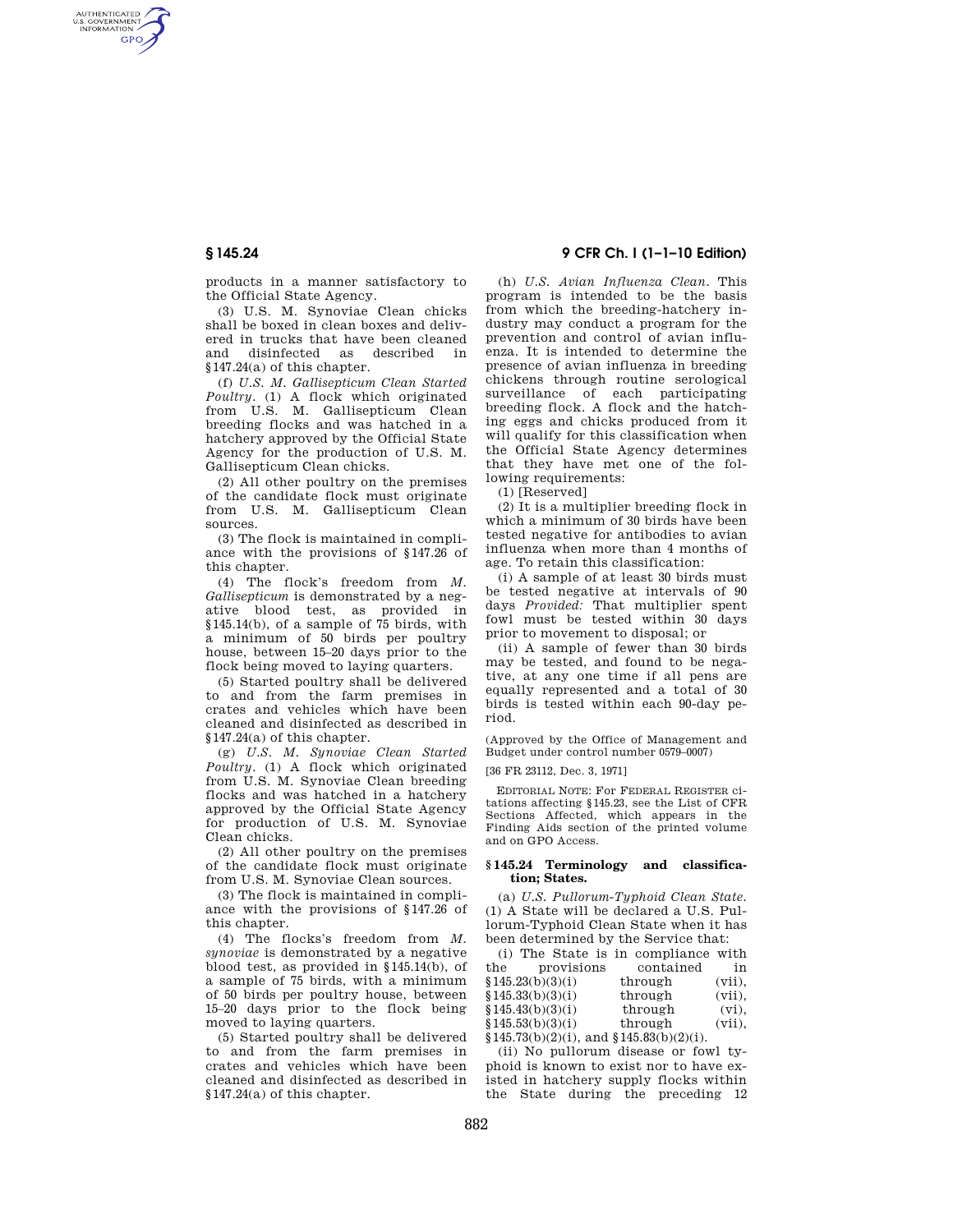products in a manner satisfactory to the Official State Agency.

(3) U.S. M. Synoviae Clean chicks shall be boxed in clean boxes and delivered in trucks that have been cleaned and disinfected as described in §147.24(a) of this chapter.

(f) *U.S. M. Gallisepticum Clean Started Poultry.* (1) A flock which originated from U.S. M. Gallisepticum Clean breeding flocks and was hatched in a hatchery approved by the Official State Agency for the production of U.S. M. Gallisepticum Clean chicks.

(2) All other poultry on the premises of the candidate flock must originate from U.S. M. Gallisepticum Clean sources.

(3) The flock is maintained in compliance with the provisions of §147.26 of this chapter.

(4) The flock's freedom from *M. Gallisepticum* is demonstrated by a negative blood test, as provided in §145.14(b), of a sample of 75 birds, with a minimum of 50 birds per poultry house, between 15–20 days prior to the flock being moved to laying quarters.

(5) Started poultry shall be delivered to and from the farm premises in crates and vehicles which have been cleaned and disinfected as described in §147.24(a) of this chapter.

(g) *U.S. M. Synoviae Clean Started Poultry.* (1) A flock which originated from U.S. M. Synoviae Clean breeding flocks and was hatched in a hatchery approved by the Official State Agency for production of U.S. M. Synoviae Clean chicks.

(2) All other poultry on the premises of the candidate flock must originate from U.S. M. Synoviae Clean sources.

(3) The flock is maintained in compliance with the provisions of §147.26 of this chapter.

(4) The flocks's freedom from *M. synoviae* is demonstrated by a negative blood test, as provided in §145.14(b), of a sample of 75 birds, with a minimum of 50 birds per poultry house, between 15–20 days prior to the flock being moved to laying quarters.

(5) Started poultry shall be delivered to and from the farm premises in crates and vehicles which have been cleaned and disinfected as described in §147.24(a) of this chapter.

(h) *U.S. Avian Influenza Clean.* This program is intended to be the basis from which the breeding-hatchery industry may conduct a program for the prevention and control of avian influenza. It is intended to determine the presence of avian influenza in breeding chickens through routine serological surveillance of each participating breeding flock. A flock and the hatching eggs and chicks produced from it will qualify for this classification when the Official State Agency determines that they have met one of the following requirements:

(1) [Reserved]

(2) It is a multiplier breeding flock in which a minimum of 30 birds have been tested negative for antibodies to avian influenza when more than 4 months of age. To retain this classification:

(i) A sample of at least 30 birds must be tested negative at intervals of 90 days *Provided:* That multiplier spent fowl must be tested within 30 days prior to movement to disposal; or

(ii) A sample of fewer than 30 birds may be tested, and found to be negative, at any one time if all pens are equally represented and a total of 30 birds is tested within each 90-day period.

(Approved by the Office of Management and Budget under control number 0579–0007)

[36 FR 23112, Dec. 3, 1971]

EDITORIAL NOTE: For FEDERAL REGISTER citations affecting §145.23, see the List of CFR Sections Affected, which appears in the Finding Aids section of the printed volume and on GPO Access.

## §145.24 Terminology and classification; States.

(a) *U.S. Pullorum-Typhoid Clean State.* (1) A State will be declared a U.S. Pullorum-Typhoid Clean State when it has been determined by the Service that:

(i) The State is in compliance with the provisions contained in §145.23(b)(3)(i) through (vii), §145.33(b)(3)(i) through (vii), §145.43(b)(3)(i) through (vi), §145.53(b)(3)(i) through (vii), §145.73(b)(2)(i), and §145.83(b)(2)(i).

(ii) No pullorum disease or fowl typhoid is known to exist nor to have existed in hatchery supply flocks within the State during the preceding 12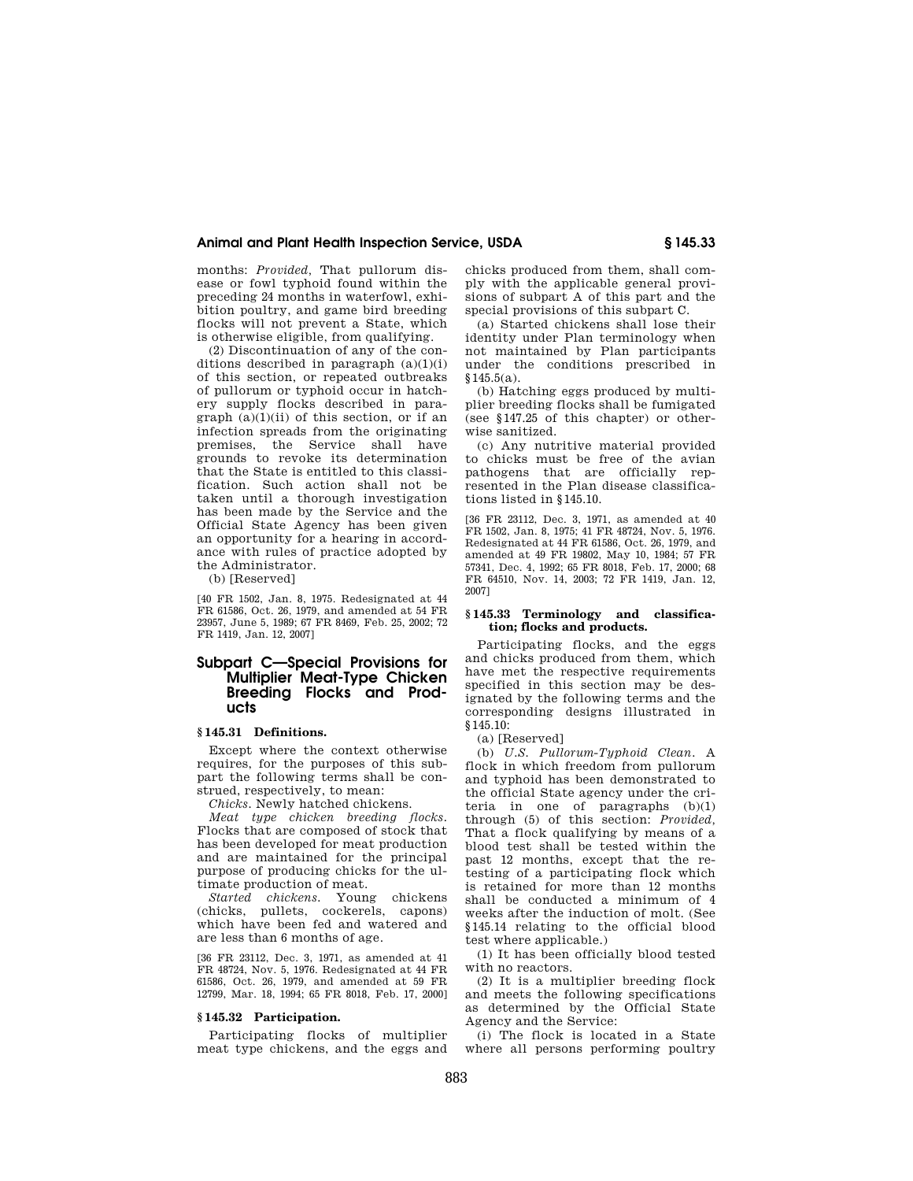months: *Provided*, That pullorum disease or fowl typhoid found within the preceding 24 months in waterfowl, exhibition poultry, and game bird breeding flocks will not prevent a State, which is otherwise eligible, from qualifying.

(2) Discontinuation of any of the conditions described in paragraph (a)(1)(i) of this section, or repeated outbreaks of pullorum or typhoid occur in hatchery supply flocks described in paragraph (a)(1)(ii) of this section, or if an infection spreads from the originating premises, the Service shall have grounds to revoke its determination that the State is entitled to this classification. Such action shall not be taken until a thorough investigation has been made by the Service and the Official State Agency has been given an opportunity for a hearing in accordance with rules of practice adopted by the Administrator.

(b) [Reserved]

[40 FR 1502, Jan. 8, 1975. Redesignated at 44 FR 61586, Oct. 26, 1979, and amended at 54 FR 23957, June 5, 1989; 67 FR 8469, Feb. 25, 2002; 72 FR 1419, Jan. 12, 2007]

## Subpart C—Special Provisions for Multiplier Meat-Type Chicken Breeding Flocks and Products

### § 145.31 Definitions.

Except where the context otherwise requires, for the purposes of this subpart the following terms shall be construed, respectively, to mean:

*Chicks.* Newly hatched chickens.

*Meat type chicken breeding flocks.* Flocks that are composed of stock that has been developed for meat production and are maintained for the principal purpose of producing chicks for the ultimate production of meat.

*Started chickens.* Young chickens (chicks, pullets, cockerels, capons) which have been fed and watered and are less than 6 months of age.

[36 FR 23112, Dec. 3, 1971, as amended at 41 FR 48724, Nov. 5, 1976. Redesignated at 44 FR 61586, Oct. 26, 1979, and amended at 59 FR 12799, Mar. 18, 1994; 65 FR 8018, Feb. 17, 2000]

### § 145.32 Participation.

Participating flocks of multiplier meat type chickens, and the eggs and chicks produced from them, shall comply with the applicable general provisions of subpart A of this part and the special provisions of this subpart C.

(a) Started chickens shall lose their identity under Plan terminology when not maintained by Plan participants under the conditions prescribed in §145.5(a).

(b) Hatching eggs produced by multiplier breeding flocks shall be fumigated (see §147.25 of this chapter) or otherwise sanitized.

(c) Any nutritive material provided to chicks must be free of the avian pathogens that are officially represented in the Plan disease classifications listed in §145.10.

[36 FR 23112, Dec. 3, 1971, as amended at 40 FR 1502, Jan. 8, 1975; 41 FR 48724, Nov. 5, 1976. Redesignated at 44 FR 61586, Oct. 26, 1979, and amended at 49 FR 19802, May 10, 1984; 57 FR 57341, Dec. 4, 1992; 65 FR 8018, Feb. 17, 2000; 68 FR 64510, Nov. 14, 2003; 72 FR 1419, Jan. 12, 2007]

### § 145.33 Terminology and classification; flocks and products.

Participating flocks, and the eggs and chicks produced from them, which have met the respective requirements specified in this section may be designated by the following terms and the corresponding designs illustrated in §145.10:

(a) [Reserved]

(b) *U.S. Pullorum-Typhoid Clean.* A flock in which freedom from pullorum and typhoid has been demonstrated to the official State agency under the criteria in one of paragraphs (b)(1) through (5) of this section: *Provided,* That a flock qualifying by means of a blood test shall be tested within the past 12 months, except that the retesting of a participating flock which is retained for more than 12 months shall be conducted a minimum of 4 weeks after the induction of molt. (See §145.14 relating to the official blood test where applicable.)

(1) It has been officially blood tested with no reactors.

(2) It is a multiplier breeding flock and meets the following specifications as determined by the Official State Agency and the Service:

(i) The flock is located in a State where all persons performing poultry